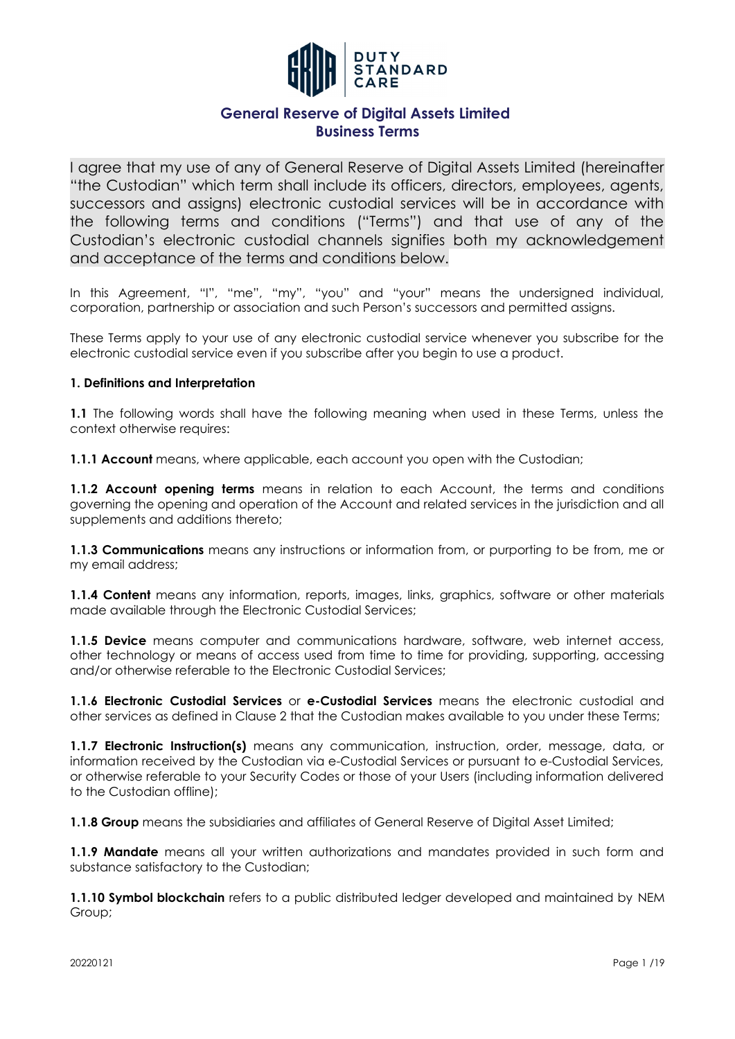# General Reserve of Digital Assets Limited
## Business Terms

I agree that my use of any of General Reserve of Digital Assets Limited (hereinafter "the Custodian" which term shall include its officers, directors, employees, agents, successors and assigns) electronic custodial services will be in accordance with the following terms and conditions ("Terms") and that use of any of the Custodian's electronic custodial channels signifies both my acknowledgement and acceptance of the terms and conditions below.

In this Agreement, "I", "me", "my", "you" and "your" means the undersigned individual, corporation, partnership or association and such Person's successors and permitted assigns.

These Terms apply to your use of any electronic custodial service whenever you subscribe for the electronic custodial service even if you subscribe after you begin to use a product.

**1. Definitions and Interpretation**

**1.1** The following words shall have the following meaning when used in these Terms, unless the context otherwise requires:

**1.1.1 Account** means, where applicable, each account you open with the Custodian;

**1.1.2 Account opening terms** means in relation to each Account, the terms and conditions governing the opening and operation of the Account and related services in the jurisdiction and all supplements and additions thereto;

**1.1.3 Communications** means any instructions or information from, or purporting to be from, me or my email address;

**1.1.4 Content** means any information, reports, images, links, graphics, software or other materials made available through the Electronic Custodial Services;

**1.1.5 Device** means computer and communications hardware, software, web internet access, other technology or means of access used from time to time for providing, supporting, accessing and/or otherwise referable to the Electronic Custodial Services;

**1.1.6 Electronic Custodial Services** or **e-Custodial Services** means the electronic custodial and other services as defined in Clause 2 that the Custodian makes available to you under these Terms;

**1.1.7 Electronic Instruction(s)** means any communication, instruction, order, message, data, or information received by the Custodian via e-Custodial Services or pursuant to e-Custodial Services, or otherwise referable to your Security Codes or those of your Users (including information delivered to the Custodian offline);

**1.1.8 Group** means the subsidiaries and affiliates of General Reserve of Digital Asset Limited;

**1.1.9 Mandate** means all your written authorizations and mandates provided in such form and substance satisfactory to the Custodian;

**1.1.10 Symbol blockchain** refers to a public distributed ledger developed and maintained by NEM Group;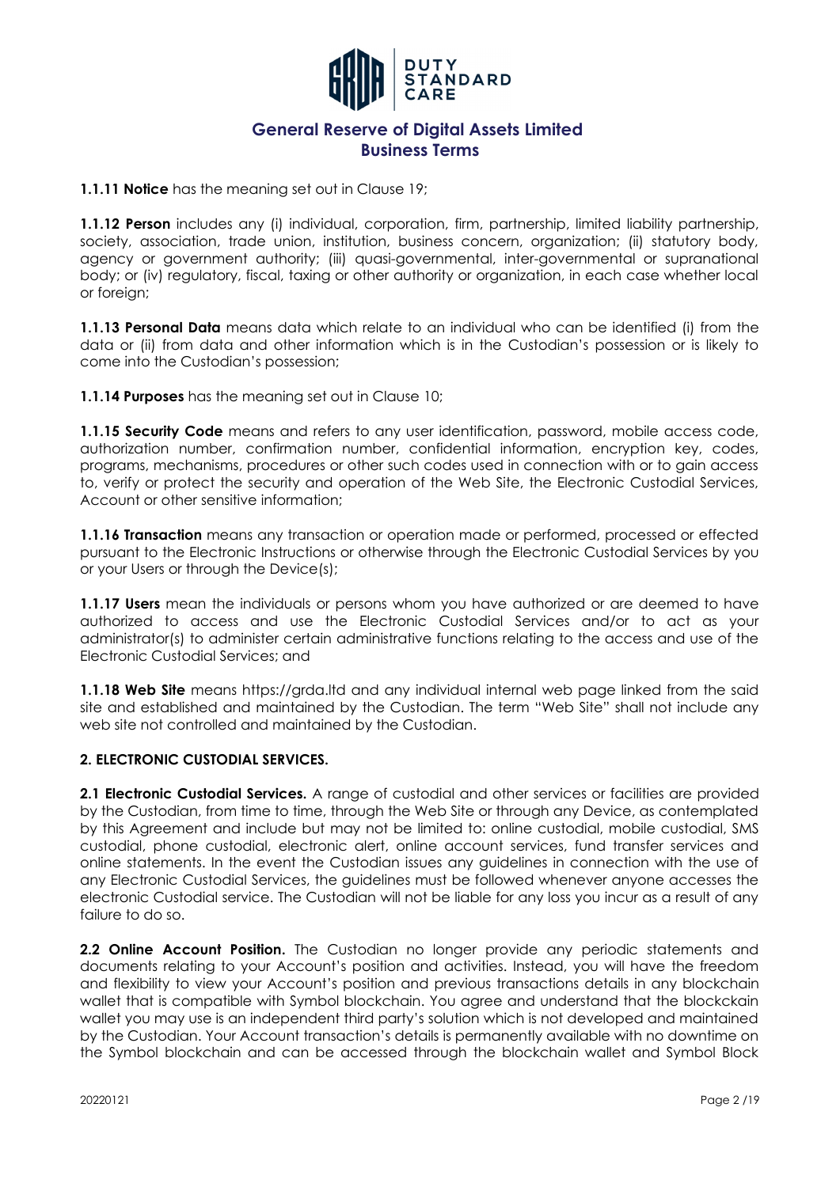**1.1.11 Notice** has the meaning set out in Clause 19;

**1.1.12 Person** includes any (i) individual, corporation, firm, partnership, limited liability partnership, society, association, trade union, institution, business concern, organization; (ii) statutory body, agency or government authority; (iii) quasi-governmental, inter-governmental or supranational body; or (iv) regulatory, fiscal, taxing or other authority or organization, in each case whether local or foreign;

**1.1.13 Personal Data** means data which relate to an individual who can be identified (i) from the data or (ii) from data and other information which is in the Custodian's possession or is likely to come into the Custodian's possession;

**1.1.14 Purposes** has the meaning set out in Clause 10;

**1.1.15 Security Code** means and refers to any user identification, password, mobile access code, authorization number, confirmation number, confidential information, encryption key, codes, programs, mechanisms, procedures or other such codes used in connection with or to gain access to, verify or protect the security and operation of the Web Site, the Electronic Custodial Services, Account or other sensitive information;

**1.1.16 Transaction** means any transaction or operation made or performed, processed or effected pursuant to the Electronic Instructions or otherwise through the Electronic Custodial Services by you or your Users or through the Device(s);

**1.1.17 Users** mean the individuals or persons whom you have authorized or are deemed to have authorized to access and use the Electronic Custodial Services and/or to act as your administrator(s) to administer certain administrative functions relating to the access and use of the Electronic Custodial Services; and

**1.1.18 Web Site** means https://grda.ltd and any individual internal web page linked from the said site and established and maintained by the Custodian. The term "Web Site" shall not include any web site not controlled and maintained by the Custodian.

**2. ELECTRONIC CUSTODIAL SERVICES.**

**2.1 Electronic Custodial Services.** A range of custodial and other services or facilities are provided by the Custodian, from time to time, through the Web Site or through any Device, as contemplated by this Agreement and include but may not be limited to: online custodial, mobile custodial, SMS custodial, phone custodial, electronic alert, online account services, fund transfer services and online statements. In the event the Custodian issues any guidelines in connection with the use of any Electronic Custodial Services, the guidelines must be followed whenever anyone accesses the electronic Custodial service. The Custodian will not be liable for any loss you incur as a result of any failure to do so.

**2.2 Online Account Position.** The Custodian no longer provide any periodic statements and documents relating to your Account's position and activities. Instead, you will have the freedom and flexibility to view your Account's position and previous transactions details in any blockchain wallet that is compatible with Symbol blockchain. You agree and understand that the blockckain wallet you may use is an independent third party's solution which is not developed and maintained by the Custodian. Your Account transaction's details is permanently available with no downtime on the Symbol blockchain and can be accessed through the blockchain wallet and Symbol Block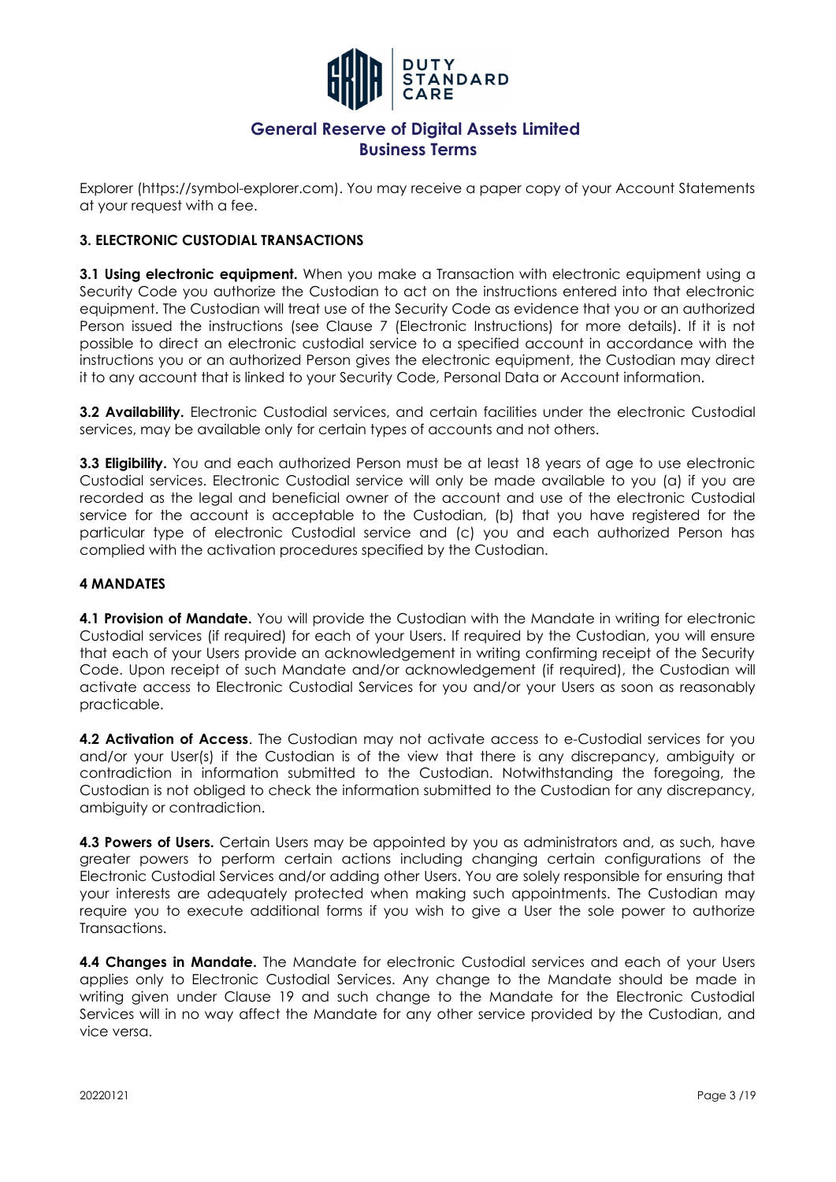Explorer (https://symbol-explorer.com). You may receive a paper copy of your Account Statements at your request with a fee.

### 3. ELECTRONIC CUSTODIAL TRANSACTIONS

**3.1 Using electronic equipment.** When you make a Transaction with electronic equipment using a Security Code you authorize the Custodian to act on the instructions entered into that electronic equipment. The Custodian will treat use of the Security Code as evidence that you or an authorized Person issued the instructions (see Clause 7 (Electronic Instructions) for more details). If it is not possible to direct an electronic custodial service to a specified account in accordance with the instructions you or an authorized Person gives the electronic equipment, the Custodian may direct it to any account that is linked to your Security Code, Personal Data or Account information.

**3.2 Availability.** Electronic Custodial services, and certain facilities under the electronic Custodial services, may be available only for certain types of accounts and not others.

**3.3 Eligibility.** You and each authorized Person must be at least 18 years of age to use electronic Custodial services. Electronic Custodial service will only be made available to you (a) if you are recorded as the legal and beneficial owner of the account and use of the electronic Custodial service for the account is acceptable to the Custodian, (b) that you have registered for the particular type of electronic Custodial service and (c) you and each authorized Person has complied with the activation procedures specified by the Custodian.

### 4 MANDATES

**4.1 Provision of Mandate.** You will provide the Custodian with the Mandate in writing for electronic Custodial services (if required) for each of your Users. If required by the Custodian, you will ensure that each of your Users provide an acknowledgement in writing confirming receipt of the Security Code. Upon receipt of such Mandate and/or acknowledgement (if required), the Custodian will activate access to Electronic Custodial Services for you and/or your Users as soon as reasonably practicable.

**4.2 Activation of Access**. The Custodian may not activate access to e-Custodial services for you and/or your User(s) if the Custodian is of the view that there is any discrepancy, ambiguity or contradiction in information submitted to the Custodian. Notwithstanding the foregoing, the Custodian is not obliged to check the information submitted to the Custodian for any discrepancy, ambiguity or contradiction.

**4.3 Powers of Users.** Certain Users may be appointed by you as administrators and, as such, have greater powers to perform certain actions including changing certain configurations of the Electronic Custodial Services and/or adding other Users. You are solely responsible for ensuring that your interests are adequately protected when making such appointments. The Custodian may require you to execute additional forms if you wish to give a User the sole power to authorize Transactions.

**4.4 Changes in Mandate.** The Mandate for electronic Custodial services and each of your Users applies only to Electronic Custodial Services. Any change to the Mandate should be made in writing given under Clause 19 and such change to the Mandate for the Electronic Custodial Services will in no way affect the Mandate for any other service provided by the Custodian, and vice versa.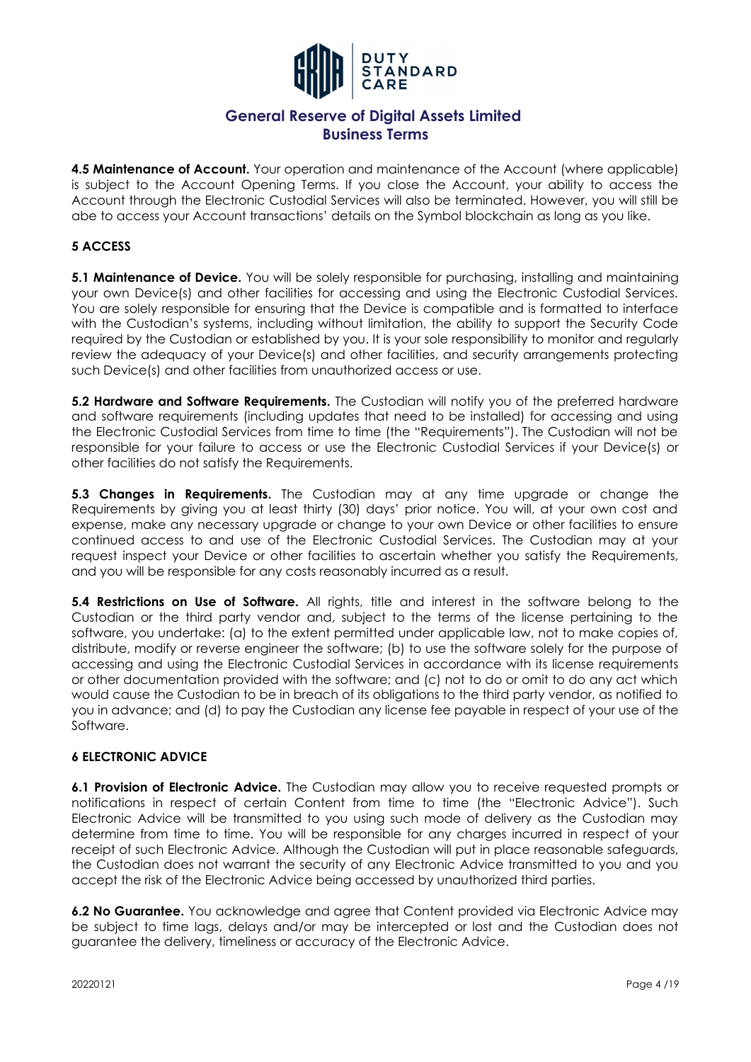**4.5 Maintenance of Account.** Your operation and maintenance of the Account (where applicable) is subject to the Account Opening Terms. If you close the Account, your ability to access the Account through the Electronic Custodial Services will also be terminated. However, you will still be abe to access your Account transactions' details on the Symbol blockchain as long as you like.

## 5 ACCESS

**5.1 Maintenance of Device.** You will be solely responsible for purchasing, installing and maintaining your own Device(s) and other facilities for accessing and using the Electronic Custodial Services. You are solely responsible for ensuring that the Device is compatible and is formatted to interface with the Custodian's systems, including without limitation, the ability to support the Security Code required by the Custodian or established by you. It is your sole responsibility to monitor and regularly review the adequacy of your Device(s) and other facilities, and security arrangements protecting such Device(s) and other facilities from unauthorized access or use.

**5.2 Hardware and Software Requirements.** The Custodian will notify you of the preferred hardware and software requirements (including updates that need to be installed) for accessing and using the Electronic Custodial Services from time to time (the "Requirements"). The Custodian will not be responsible for your failure to access or use the Electronic Custodial Services if your Device(s) or other facilities do not satisfy the Requirements.

**5.3 Changes in Requirements.** The Custodian may at any time upgrade or change the Requirements by giving you at least thirty (30) days' prior notice. You will, at your own cost and expense, make any necessary upgrade or change to your own Device or other facilities to ensure continued access to and use of the Electronic Custodial Services. The Custodian may at your request inspect your Device or other facilities to ascertain whether you satisfy the Requirements, and you will be responsible for any costs reasonably incurred as a result.

**5.4 Restrictions on Use of Software.** All rights, title and interest in the software belong to the Custodian or the third party vendor and, subject to the terms of the license pertaining to the software, you undertake: (a) to the extent permitted under applicable law, not to make copies of, distribute, modify or reverse engineer the software; (b) to use the software solely for the purpose of accessing and using the Electronic Custodial Services in accordance with its license requirements or other documentation provided with the software; and (c) not to do or omit to do any act which would cause the Custodian to be in breach of its obligations to the third party vendor, as notified to you in advance; and (d) to pay the Custodian any license fee payable in respect of your use of the Software.

## 6 ELECTRONIC ADVICE

**6.1 Provision of Electronic Advice.** The Custodian may allow you to receive requested prompts or notifications in respect of certain Content from time to time (the "Electronic Advice"). Such Electronic Advice will be transmitted to you using such mode of delivery as the Custodian may determine from time to time. You will be responsible for any charges incurred in respect of your receipt of such Electronic Advice. Although the Custodian will put in place reasonable safeguards, the Custodian does not warrant the security of any Electronic Advice transmitted to you and you accept the risk of the Electronic Advice being accessed by unauthorized third parties.

**6.2 No Guarantee.** You acknowledge and agree that Content provided via Electronic Advice may be subject to time lags, delays and/or may be intercepted or lost and the Custodian does not guarantee the delivery, timeliness or accuracy of the Electronic Advice.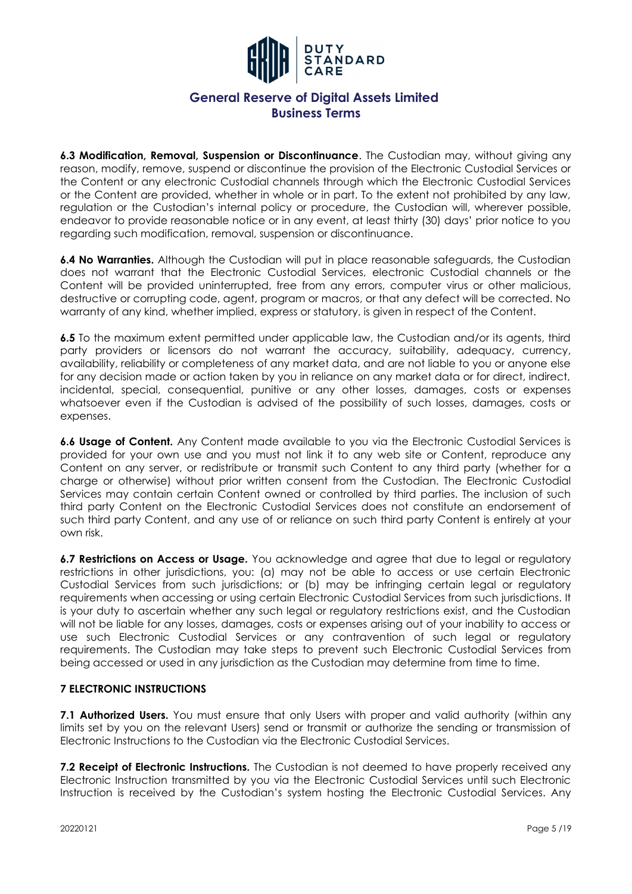**6.3 Modification, Removal, Suspension or Discontinuance**. The Custodian may, without giving any reason, modify, remove, suspend or discontinue the provision of the Electronic Custodial Services or the Content or any electronic Custodial channels through which the Electronic Custodial Services or the Content are provided, whether in whole or in part. To the extent not prohibited by any law, regulation or the Custodian's internal policy or procedure, the Custodian will, wherever possible, endeavor to provide reasonable notice or in any event, at least thirty (30) days' prior notice to you regarding such modification, removal, suspension or discontinuance.

**6.4 No Warranties.** Although the Custodian will put in place reasonable safeguards, the Custodian does not warrant that the Electronic Custodial Services, electronic Custodial channels or the Content will be provided uninterrupted, free from any errors, computer virus or other malicious, destructive or corrupting code, agent, program or macros, or that any defect will be corrected. No warranty of any kind, whether implied, express or statutory, is given in respect of the Content.

**6.5** To the maximum extent permitted under applicable law, the Custodian and/or its agents, third party providers or licensors do not warrant the accuracy, suitability, adequacy, currency, availability, reliability or completeness of any market data, and are not liable to you or anyone else for any decision made or action taken by you in reliance on any market data or for direct, indirect, incidental, special, consequential, punitive or any other losses, damages, costs or expenses whatsoever even if the Custodian is advised of the possibility of such losses, damages, costs or expenses.

**6.6 Usage of Content.** Any Content made available to you via the Electronic Custodial Services is provided for your own use and you must not link it to any web site or Content, reproduce any Content on any server, or redistribute or transmit such Content to any third party (whether for a charge or otherwise) without prior written consent from the Custodian. The Electronic Custodial Services may contain certain Content owned or controlled by third parties. The inclusion of such third party Content on the Electronic Custodial Services does not constitute an endorsement of such third party Content, and any use of or reliance on such third party Content is entirely at your own risk.

**6.7 Restrictions on Access or Usage.** You acknowledge and agree that due to legal or regulatory restrictions in other jurisdictions, you: (a) may not be able to access or use certain Electronic Custodial Services from such jurisdictions; or (b) may be infringing certain legal or regulatory requirements when accessing or using certain Electronic Custodial Services from such jurisdictions. It is your duty to ascertain whether any such legal or regulatory restrictions exist, and the Custodian will not be liable for any losses, damages, costs or expenses arising out of your inability to access or use such Electronic Custodial Services or any contravention of such legal or regulatory requirements. The Custodian may take steps to prevent such Electronic Custodial Services from being accessed or used in any jurisdiction as the Custodian may determine from time to time.

## 7 ELECTRONIC INSTRUCTIONS

**7.1 Authorized Users.** You must ensure that only Users with proper and valid authority (within any limits set by you on the relevant Users) send or transmit or authorize the sending or transmission of Electronic Instructions to the Custodian via the Electronic Custodial Services.

**7.2 Receipt of Electronic Instructions.** The Custodian is not deemed to have properly received any Electronic Instruction transmitted by you via the Electronic Custodial Services until such Electronic Instruction is received by the Custodian's system hosting the Electronic Custodial Services. Any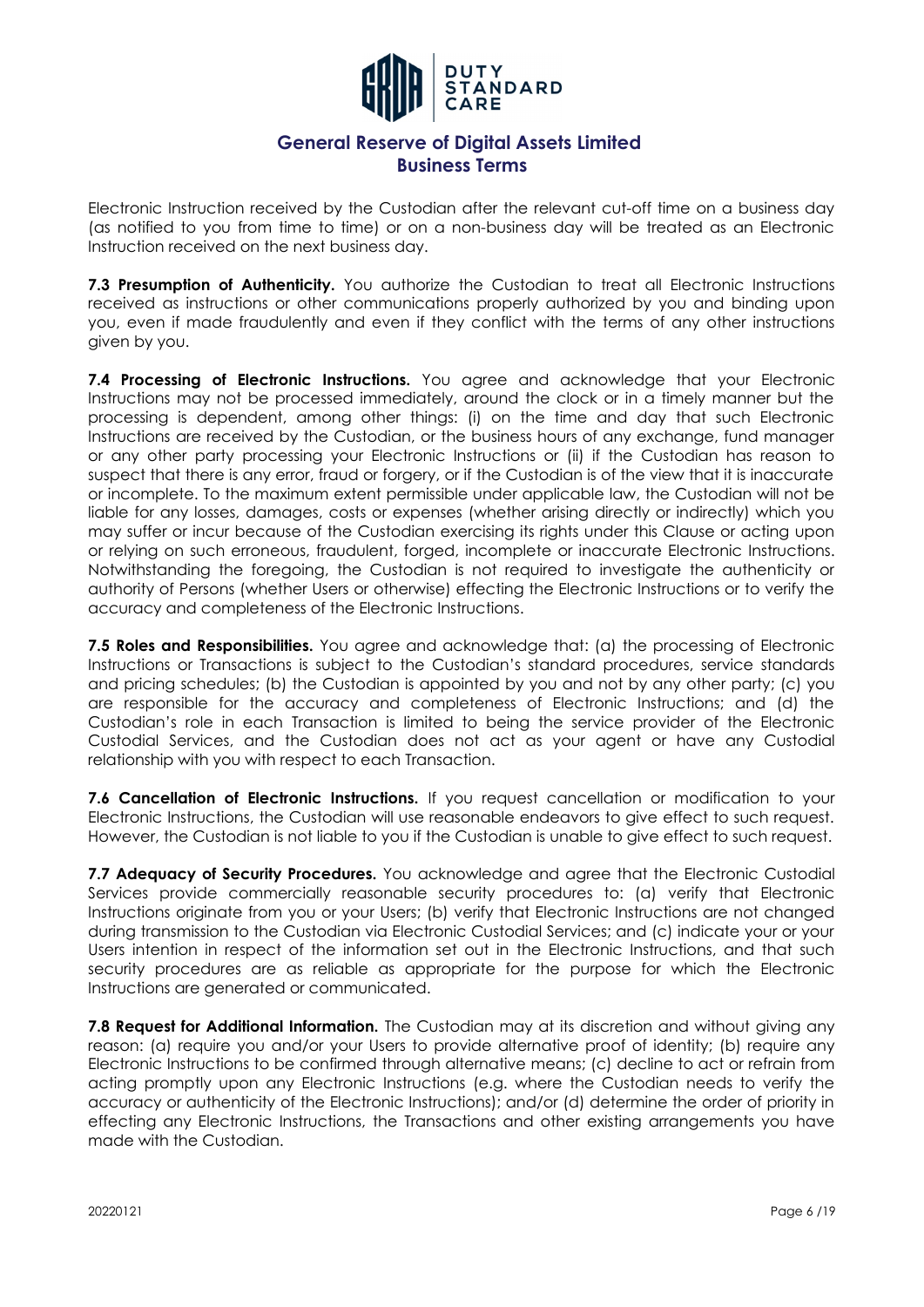Electronic Instruction received by the Custodian after the relevant cut-off time on a business day (as notified to you from time to time) or on a non-business day will be treated as an Electronic Instruction received on the next business day.

**7.3 Presumption of Authenticity.** You authorize the Custodian to treat all Electronic Instructions received as instructions or other communications properly authorized by you and binding upon you, even if made fraudulently and even if they conflict with the terms of any other instructions given by you.

**7.4 Processing of Electronic Instructions.** You agree and acknowledge that your Electronic Instructions may not be processed immediately, around the clock or in a timely manner but the processing is dependent, among other things: (i) on the time and day that such Electronic Instructions are received by the Custodian, or the business hours of any exchange, fund manager or any other party processing your Electronic Instructions or (ii) if the Custodian has reason to suspect that there is any error, fraud or forgery, or if the Custodian is of the view that it is inaccurate or incomplete. To the maximum extent permissible under applicable law, the Custodian will not be liable for any losses, damages, costs or expenses (whether arising directly or indirectly) which you may suffer or incur because of the Custodian exercising its rights under this Clause or acting upon or relying on such erroneous, fraudulent, forged, incomplete or inaccurate Electronic Instructions. Notwithstanding the foregoing, the Custodian is not required to investigate the authenticity or authority of Persons (whether Users or otherwise) effecting the Electronic Instructions or to verify the accuracy and completeness of the Electronic Instructions.

**7.5 Roles and Responsibilities.** You agree and acknowledge that: (a) the processing of Electronic Instructions or Transactions is subject to the Custodian's standard procedures, service standards and pricing schedules; (b) the Custodian is appointed by you and not by any other party; (c) you are responsible for the accuracy and completeness of Electronic Instructions; and (d) the Custodian's role in each Transaction is limited to being the service provider of the Electronic Custodial Services, and the Custodian does not act as your agent or have any Custodial relationship with you with respect to each Transaction.

**7.6 Cancellation of Electronic Instructions.** If you request cancellation or modification to your Electronic Instructions, the Custodian will use reasonable endeavors to give effect to such request. However, the Custodian is not liable to you if the Custodian is unable to give effect to such request.

**7.7 Adequacy of Security Procedures.** You acknowledge and agree that the Electronic Custodial Services provide commercially reasonable security procedures to: (a) verify that Electronic Instructions originate from you or your Users; (b) verify that Electronic Instructions are not changed during transmission to the Custodian via Electronic Custodial Services; and (c) indicate your or your Users intention in respect of the information set out in the Electronic Instructions, and that such security procedures are as reliable as appropriate for the purpose for which the Electronic Instructions are generated or communicated.

**7.8 Request for Additional Information.** The Custodian may at its discretion and without giving any reason: (a) require you and/or your Users to provide alternative proof of identity; (b) require any Electronic Instructions to be confirmed through alternative means; (c) decline to act or refrain from acting promptly upon any Electronic Instructions (e.g. where the Custodian needs to verify the accuracy or authenticity of the Electronic Instructions); and/or (d) determine the order of priority in effecting any Electronic Instructions, the Transactions and other existing arrangements you have made with the Custodian.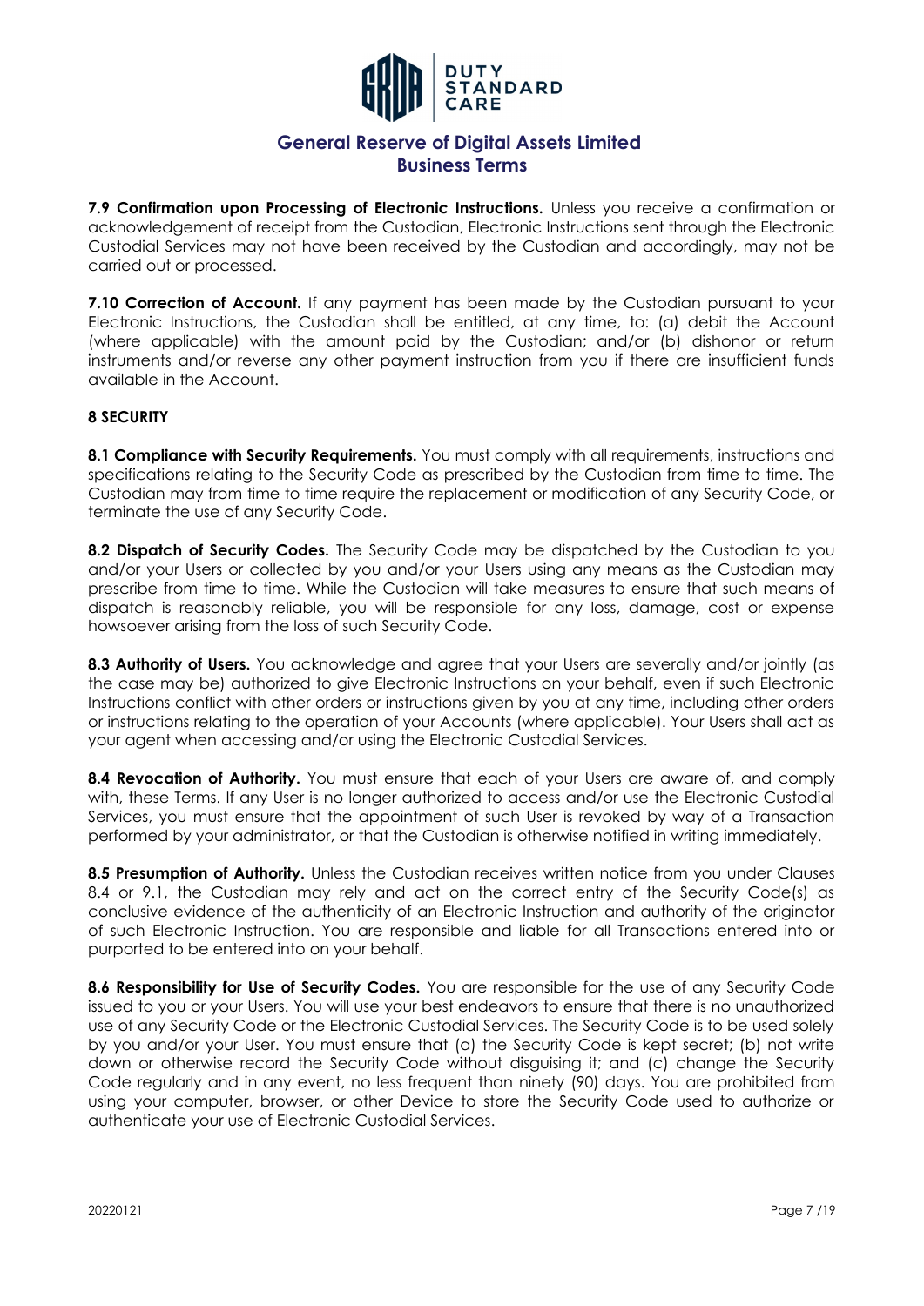**7.9 Confirmation upon Processing of Electronic Instructions.** Unless you receive a confirmation or acknowledgement of receipt from the Custodian, Electronic Instructions sent through the Electronic Custodial Services may not have been received by the Custodian and accordingly, may not be carried out or processed.

**7.10 Correction of Account.** If any payment has been made by the Custodian pursuant to your Electronic Instructions, the Custodian shall be entitled, at any time, to: (a) debit the Account (where applicable) with the amount paid by the Custodian; and/or (b) dishonor or return instruments and/or reverse any other payment instruction from you if there are insufficient funds available in the Account.

## 8 SECURITY

**8.1 Compliance with Security Requirements.** You must comply with all requirements, instructions and specifications relating to the Security Code as prescribed by the Custodian from time to time. The Custodian may from time to time require the replacement or modification of any Security Code, or terminate the use of any Security Code.

**8.2 Dispatch of Security Codes.** The Security Code may be dispatched by the Custodian to you and/or your Users or collected by you and/or your Users using any means as the Custodian may prescribe from time to time. While the Custodian will take measures to ensure that such means of dispatch is reasonably reliable, you will be responsible for any loss, damage, cost or expense howsoever arising from the loss of such Security Code.

**8.3 Authority of Users.** You acknowledge and agree that your Users are severally and/or jointly (as the case may be) authorized to give Electronic Instructions on your behalf, even if such Electronic Instructions conflict with other orders or instructions given by you at any time, including other orders or instructions relating to the operation of your Accounts (where applicable). Your Users shall act as your agent when accessing and/or using the Electronic Custodial Services.

**8.4 Revocation of Authority.** You must ensure that each of your Users are aware of, and comply with, these Terms. If any User is no longer authorized to access and/or use the Electronic Custodial Services, you must ensure that the appointment of such User is revoked by way of a Transaction performed by your administrator, or that the Custodian is otherwise notified in writing immediately.

**8.5 Presumption of Authority.** Unless the Custodian receives written notice from you under Clauses 8.4 or 9.1, the Custodian may rely and act on the correct entry of the Security Code(s) as conclusive evidence of the authenticity of an Electronic Instruction and authority of the originator of such Electronic Instruction. You are responsible and liable for all Transactions entered into or purported to be entered into on your behalf.

**8.6 Responsibility for Use of Security Codes.** You are responsible for the use of any Security Code issued to you or your Users. You will use your best endeavors to ensure that there is no unauthorized use of any Security Code or the Electronic Custodial Services. The Security Code is to be used solely by you and/or your User. You must ensure that (a) the Security Code is kept secret; (b) not write down or otherwise record the Security Code without disguising it; and (c) change the Security Code regularly and in any event, no less frequent than ninety (90) days. You are prohibited from using your computer, browser, or other Device to store the Security Code used to authorize or authenticate your use of Electronic Custodial Services.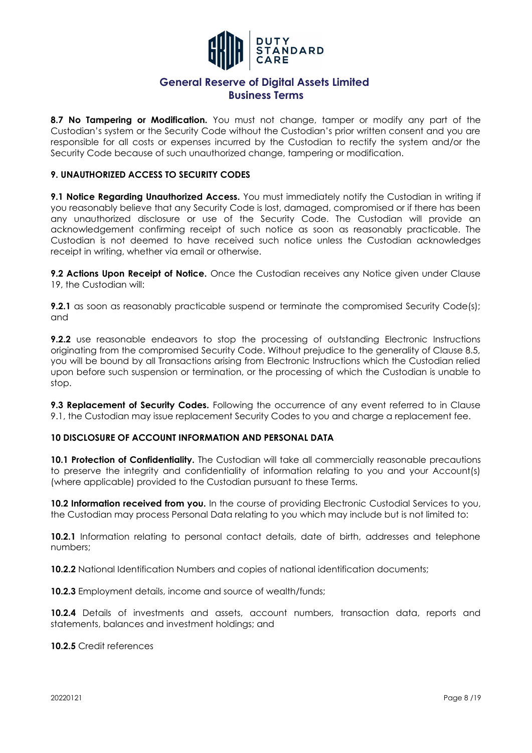**8.7 No Tampering or Modification.** You must not change, tamper or modify any part of the Custodian's system or the Security Code without the Custodian's prior written consent and you are responsible for all costs or expenses incurred by the Custodian to rectify the system and/or the Security Code because of such unauthorized change, tampering or modification.

## 9. UNAUTHORIZED ACCESS TO SECURITY CODES

**9.1 Notice Regarding Unauthorized Access.** You must immediately notify the Custodian in writing if you reasonably believe that any Security Code is lost, damaged, compromised or if there has been any unauthorized disclosure or use of the Security Code. The Custodian will provide an acknowledgement confirming receipt of such notice as soon as reasonably practicable. The Custodian is not deemed to have received such notice unless the Custodian acknowledges receipt in writing, whether via email or otherwise.

**9.2 Actions Upon Receipt of Notice.** Once the Custodian receives any Notice given under Clause 19, the Custodian will:

**9.2.1** as soon as reasonably practicable suspend or terminate the compromised Security Code(s); and

**9.2.2** use reasonable endeavors to stop the processing of outstanding Electronic Instructions originating from the compromised Security Code. Without prejudice to the generality of Clause 8.5, you will be bound by all Transactions arising from Electronic Instructions which the Custodian relied upon before such suspension or termination, or the processing of which the Custodian is unable to stop.

**9.3 Replacement of Security Codes.** Following the occurrence of any event referred to in Clause 9.1, the Custodian may issue replacement Security Codes to you and charge a replacement fee.

## 10 DISCLOSURE OF ACCOUNT INFORMATION AND PERSONAL DATA

**10.1 Protection of Confidentiality.** The Custodian will take all commercially reasonable precautions to preserve the integrity and confidentiality of information relating to you and your Account(s) (where applicable) provided to the Custodian pursuant to these Terms.

**10.2 Information received from you.** In the course of providing Electronic Custodial Services to you, the Custodian may process Personal Data relating to you which may include but is not limited to:

**10.2.1** Information relating to personal contact details, date of birth, addresses and telephone numbers;

**10.2.2** National Identification Numbers and copies of national identification documents;

**10.2.3** Employment details, income and source of wealth/funds;

**10.2.4** Details of investments and assets, account numbers, transaction data, reports and statements, balances and investment holdings; and

**10.2.5** Credit references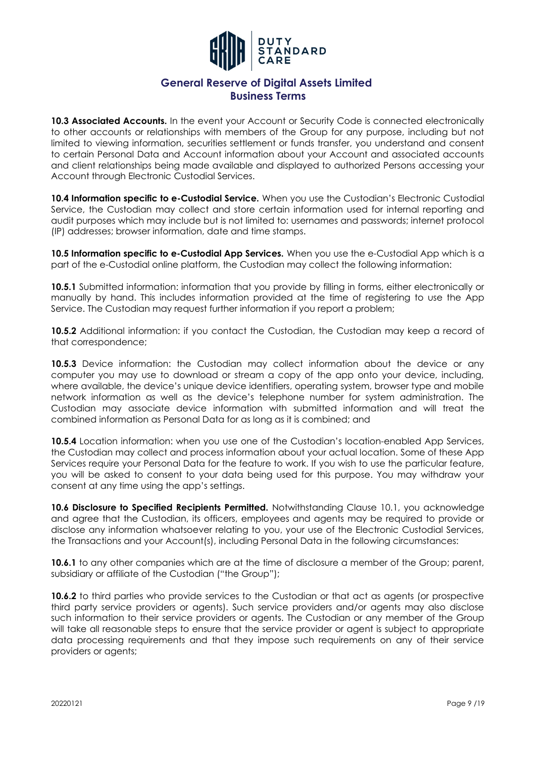**10.3 Associated Accounts.** In the event your Account or Security Code is connected electronically to other accounts or relationships with members of the Group for any purpose, including but not limited to viewing information, securities settlement or funds transfer, you understand and consent to certain Personal Data and Account information about your Account and associated accounts and client relationships being made available and displayed to authorized Persons accessing your Account through Electronic Custodial Services.

**10.4 Information specific to e-Custodial Service.** When you use the Custodian's Electronic Custodial Service, the Custodian may collect and store certain information used for internal reporting and audit purposes which may include but is not limited to: usernames and passwords; internet protocol (IP) addresses; browser information, date and time stamps.

**10.5 Information specific to e-Custodial App Services.** When you use the e-Custodial App which is a part of the e-Custodial online platform, the Custodian may collect the following information:

**10.5.1** Submitted information: information that you provide by filling in forms, either electronically or manually by hand. This includes information provided at the time of registering to use the App Service. The Custodian may request further information if you report a problem;

**10.5.2** Additional information: if you contact the Custodian, the Custodian may keep a record of that correspondence;

**10.5.3** Device information: the Custodian may collect information about the device or any computer you may use to download or stream a copy of the app onto your device, including, where available, the device's unique device identifiers, operating system, browser type and mobile network information as well as the device's telephone number for system administration. The Custodian may associate device information with submitted information and will treat the combined information as Personal Data for as long as it is combined; and

**10.5.4** Location information: when you use one of the Custodian's location-enabled App Services, the Custodian may collect and process information about your actual location. Some of these App Services require your Personal Data for the feature to work. If you wish to use the particular feature, you will be asked to consent to your data being used for this purpose. You may withdraw your consent at any time using the app's settings.

**10.6 Disclosure to Specified Recipients Permitted.** Notwithstanding Clause 10.1, you acknowledge and agree that the Custodian, its officers, employees and agents may be required to provide or disclose any information whatsoever relating to you, your use of the Electronic Custodial Services, the Transactions and your Account(s), including Personal Data in the following circumstances:

**10.6.1** to any other companies which are at the time of disclosure a member of the Group; parent, subsidiary or affiliate of the Custodian ("the Group");

**10.6.2** to third parties who provide services to the Custodian or that act as agents (or prospective third party service providers or agents). Such service providers and/or agents may also disclose such information to their service providers or agents. The Custodian or any member of the Group will take all reasonable steps to ensure that the service provider or agent is subject to appropriate data processing requirements and that they impose such requirements on any of their service providers or agents;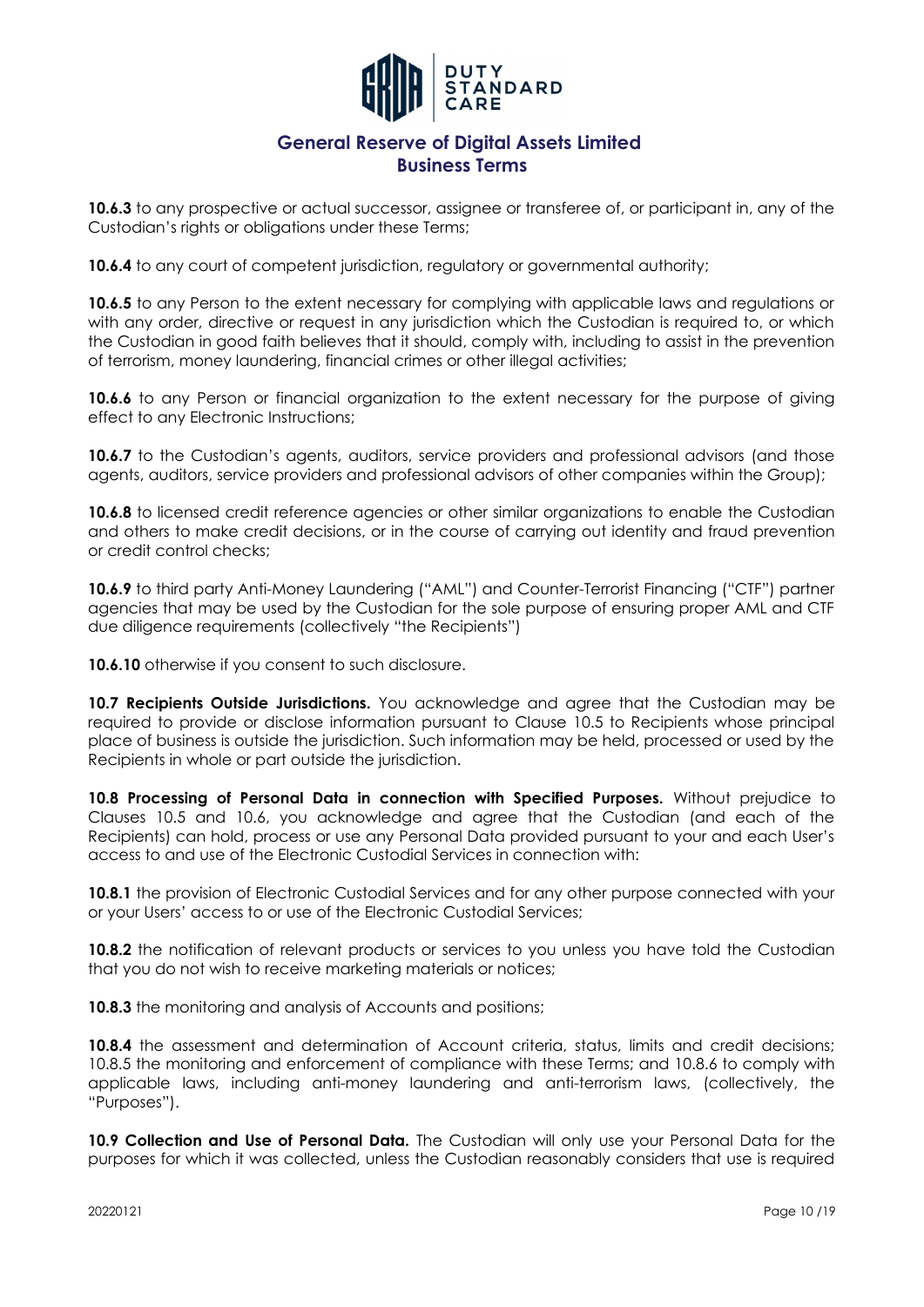**10.6.3** to any prospective or actual successor, assignee or transferee of, or participant in, any of the Custodian's rights or obligations under these Terms;

**10.6.4** to any court of competent jurisdiction, regulatory or governmental authority;

**10.6.5** to any Person to the extent necessary for complying with applicable laws and regulations or with any order, directive or request in any jurisdiction which the Custodian is required to, or which the Custodian in good faith believes that it should, comply with, including to assist in the prevention of terrorism, money laundering, financial crimes or other illegal activities;

**10.6.6** to any Person or financial organization to the extent necessary for the purpose of giving effect to any Electronic Instructions;

**10.6.7** to the Custodian's agents, auditors, service providers and professional advisors (and those agents, auditors, service providers and professional advisors of other companies within the Group);

**10.6.8** to licensed credit reference agencies or other similar organizations to enable the Custodian and others to make credit decisions, or in the course of carrying out identity and fraud prevention or credit control checks;

**10.6.9** to third party Anti-Money Laundering ("AML") and Counter-Terrorist Financing ("CTF") partner agencies that may be used by the Custodian for the sole purpose of ensuring proper AML and CTF due diligence requirements (collectively "the Recipients")

**10.6.10** otherwise if you consent to such disclosure.

**10.7 Recipients Outside Jurisdictions.** You acknowledge and agree that the Custodian may be required to provide or disclose information pursuant to Clause 10.5 to Recipients whose principal place of business is outside the jurisdiction. Such information may be held, processed or used by the Recipients in whole or part outside the jurisdiction.

**10.8 Processing of Personal Data in connection with Specified Purposes.** Without prejudice to Clauses 10.5 and 10.6, you acknowledge and agree that the Custodian (and each of the Recipients) can hold, process or use any Personal Data provided pursuant to your and each User's access to and use of the Electronic Custodial Services in connection with:

**10.8.1** the provision of Electronic Custodial Services and for any other purpose connected with your or your Users' access to or use of the Electronic Custodial Services;

**10.8.2** the notification of relevant products or services to you unless you have told the Custodian that you do not wish to receive marketing materials or notices;

**10.8.3** the monitoring and analysis of Accounts and positions;

**10.8.4** the assessment and determination of Account criteria, status, limits and credit decisions; 10.8.5 the monitoring and enforcement of compliance with these Terms; and 10.8.6 to comply with applicable laws, including anti-money laundering and anti-terrorism laws, (collectively, the "Purposes").

**10.9 Collection and Use of Personal Data.** The Custodian will only use your Personal Data for the purposes for which it was collected, unless the Custodian reasonably considers that use is required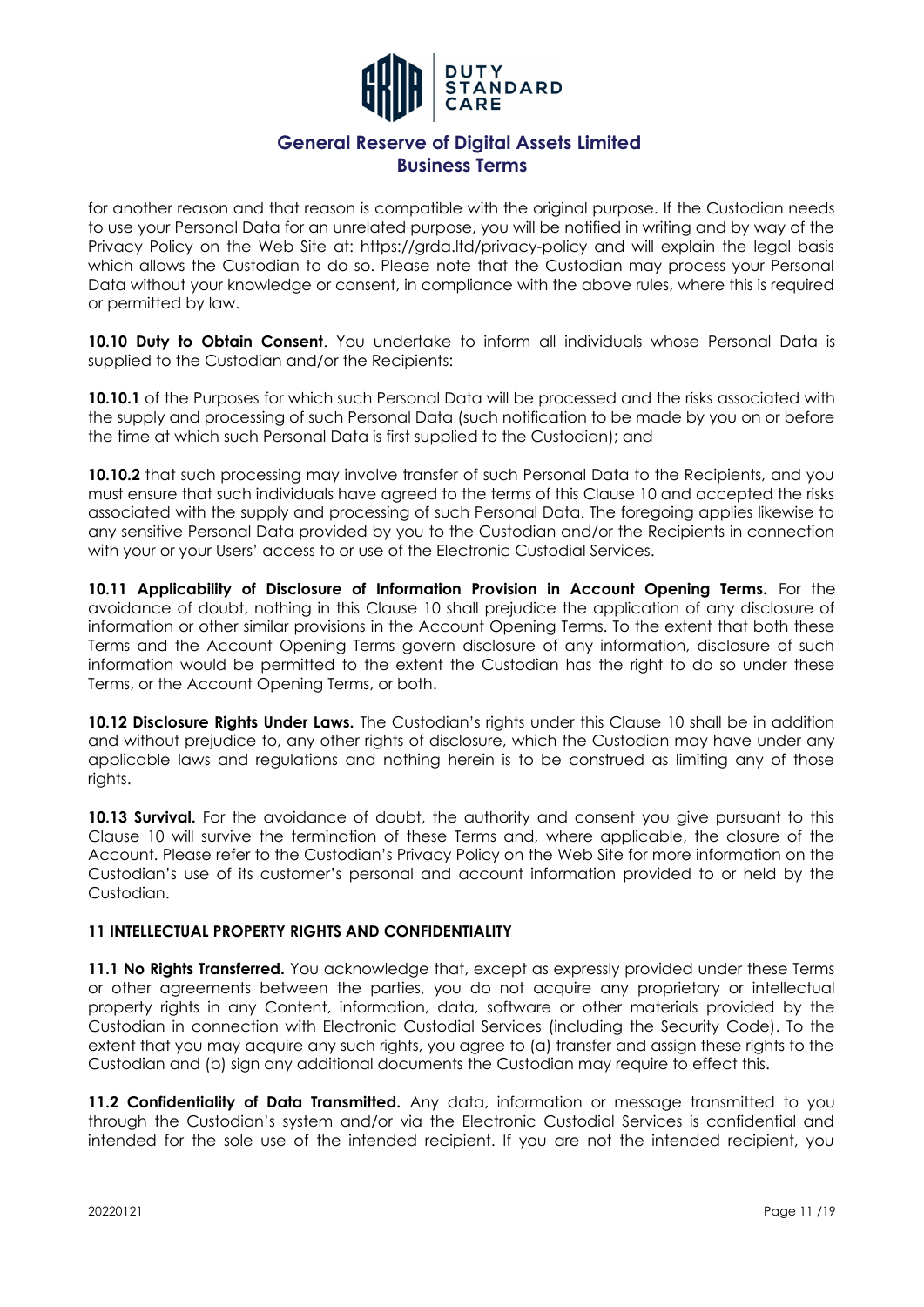for another reason and that reason is compatible with the original purpose. If the Custodian needs to use your Personal Data for an unrelated purpose, you will be notified in writing and by way of the Privacy Policy on the Web Site at: https://grda.ltd/privacy-policy and will explain the legal basis which allows the Custodian to do so. Please note that the Custodian may process your Personal Data without your knowledge or consent, in compliance with the above rules, where this is required or permitted by law.

**10.10 Duty to Obtain Consent**. You undertake to inform all individuals whose Personal Data is supplied to the Custodian and/or the Recipients:

**10.10.1** of the Purposes for which such Personal Data will be processed and the risks associated with the supply and processing of such Personal Data (such notification to be made by you on or before the time at which such Personal Data is first supplied to the Custodian); and

**10.10.2** that such processing may involve transfer of such Personal Data to the Recipients, and you must ensure that such individuals have agreed to the terms of this Clause 10 and accepted the risks associated with the supply and processing of such Personal Data. The foregoing applies likewise to any sensitive Personal Data provided by you to the Custodian and/or the Recipients in connection with your or your Users' access to or use of the Electronic Custodial Services.

**10.11 Applicability of Disclosure of Information Provision in Account Opening Terms.** For the avoidance of doubt, nothing in this Clause 10 shall prejudice the application of any disclosure of information or other similar provisions in the Account Opening Terms. To the extent that both these Terms and the Account Opening Terms govern disclosure of any information, disclosure of such information would be permitted to the extent the Custodian has the right to do so under these Terms, or the Account Opening Terms, or both.

**10.12 Disclosure Rights Under Laws.** The Custodian's rights under this Clause 10 shall be in addition and without prejudice to, any other rights of disclosure, which the Custodian may have under any applicable laws and regulations and nothing herein is to be construed as limiting any of those rights.

**10.13 Survival.** For the avoidance of doubt, the authority and consent you give pursuant to this Clause 10 will survive the termination of these Terms and, where applicable, the closure of the Account. Please refer to the Custodian's Privacy Policy on the Web Site for more information on the Custodian's use of its customer's personal and account information provided to or held by the Custodian.

## 11 INTELLECTUAL PROPERTY RIGHTS AND CONFIDENTIALITY

**11.1 No Rights Transferred.** You acknowledge that, except as expressly provided under these Terms or other agreements between the parties, you do not acquire any proprietary or intellectual property rights in any Content, information, data, software or other materials provided by the Custodian in connection with Electronic Custodial Services (including the Security Code). To the extent that you may acquire any such rights, you agree to (a) transfer and assign these rights to the Custodian and (b) sign any additional documents the Custodian may require to effect this.

**11.2 Confidentiality of Data Transmitted.** Any data, information or message transmitted to you through the Custodian's system and/or via the Electronic Custodial Services is confidential and intended for the sole use of the intended recipient. If you are not the intended recipient, you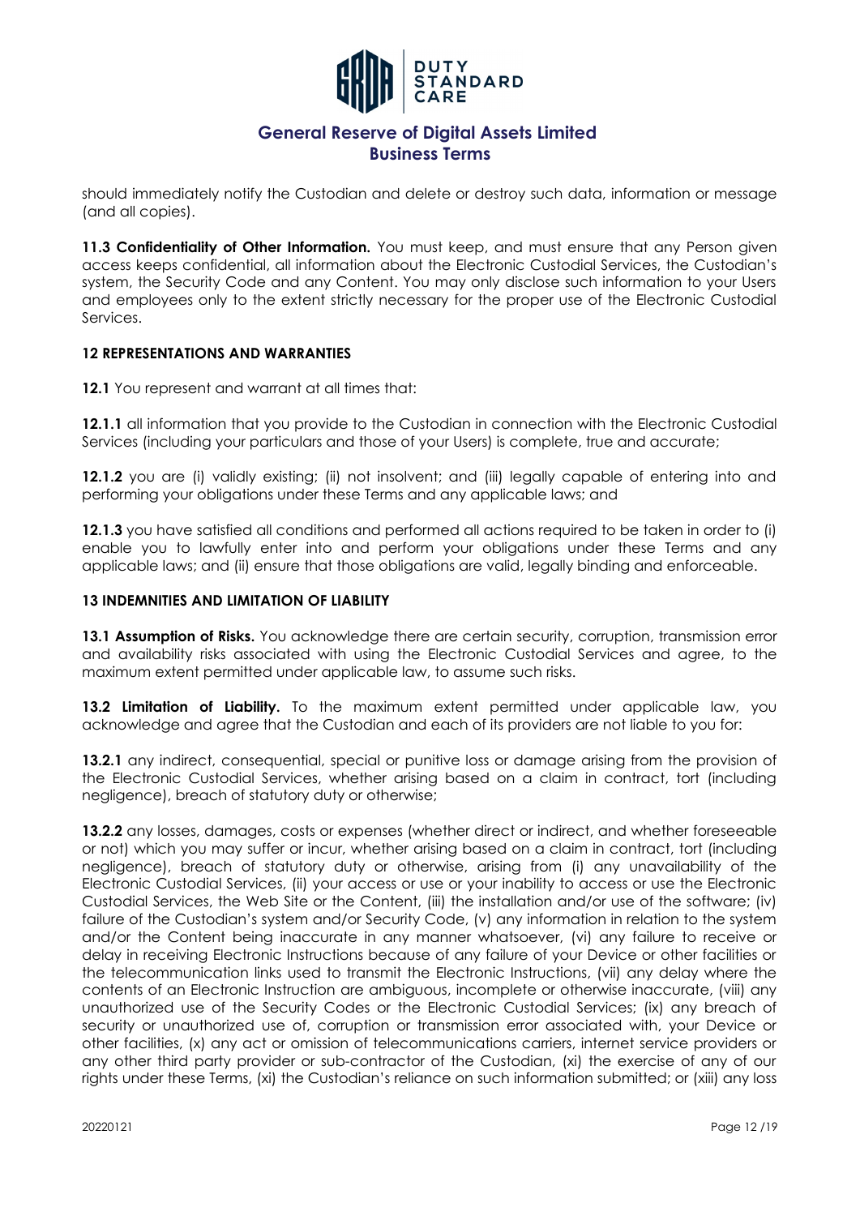should immediately notify the Custodian and delete or destroy such data, information or message (and all copies).

**11.3 Confidentiality of Other Information.** You must keep, and must ensure that any Person given access keeps confidential, all information about the Electronic Custodial Services, the Custodian's system, the Security Code and any Content. You may only disclose such information to your Users and employees only to the extent strictly necessary for the proper use of the Electronic Custodial Services.

### 12 REPRESENTATIONS AND WARRANTIES

**12.1** You represent and warrant at all times that:

**12.1.1** all information that you provide to the Custodian in connection with the Electronic Custodial Services (including your particulars and those of your Users) is complete, true and accurate;

**12.1.2** you are (i) validly existing; (ii) not insolvent; and (iii) legally capable of entering into and performing your obligations under these Terms and any applicable laws; and

**12.1.3** you have satisfied all conditions and performed all actions required to be taken in order to (i) enable you to lawfully enter into and perform your obligations under these Terms and any applicable laws; and (ii) ensure that those obligations are valid, legally binding and enforceable.

### 13 INDEMNITIES AND LIMITATION OF LIABILITY

**13.1 Assumption of Risks.** You acknowledge there are certain security, corruption, transmission error and availability risks associated with using the Electronic Custodial Services and agree, to the maximum extent permitted under applicable law, to assume such risks.

**13.2 Limitation of Liability.** To the maximum extent permitted under applicable law, you acknowledge and agree that the Custodian and each of its providers are not liable to you for:

**13.2.1** any indirect, consequential, special or punitive loss or damage arising from the provision of the Electronic Custodial Services, whether arising based on a claim in contract, tort (including negligence), breach of statutory duty or otherwise;

**13.2.2** any losses, damages, costs or expenses (whether direct or indirect, and whether foreseeable or not) which you may suffer or incur, whether arising based on a claim in contract, tort (including negligence), breach of statutory duty or otherwise, arising from (i) any unavailability of the Electronic Custodial Services, (ii) your access or use or your inability to access or use the Electronic Custodial Services, the Web Site or the Content, (iii) the installation and/or use of the software; (iv) failure of the Custodian's system and/or Security Code, (v) any information in relation to the system and/or the Content being inaccurate in any manner whatsoever, (vi) any failure to receive or delay in receiving Electronic Instructions because of any failure of your Device or other facilities or the telecommunication links used to transmit the Electronic Instructions, (vii) any delay where the contents of an Electronic Instruction are ambiguous, incomplete or otherwise inaccurate, (viii) any unauthorized use of the Security Codes or the Electronic Custodial Services; (ix) any breach of security or unauthorized use of, corruption or transmission error associated with, your Device or other facilities, (x) any act or omission of telecommunications carriers, internet service providers or any other third party provider or sub-contractor of the Custodian, (xi) the exercise of any of our rights under these Terms, (xi) the Custodian's reliance on such information submitted; or (xiii) any loss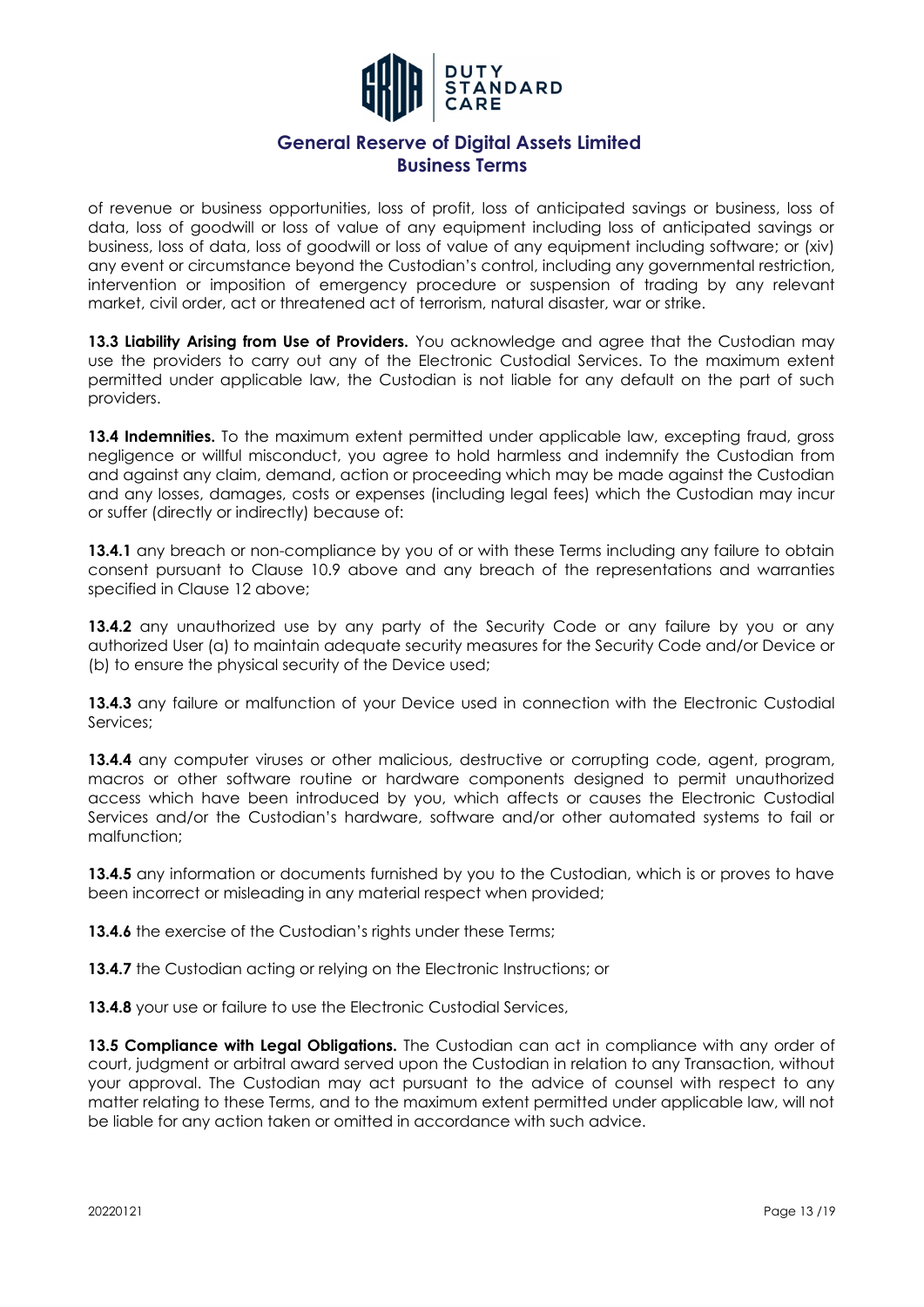of revenue or business opportunities, loss of profit, loss of anticipated savings or business, loss of data, loss of goodwill or loss of value of any equipment including loss of anticipated savings or business, loss of data, loss of goodwill or loss of value of any equipment including software; or (xiv) any event or circumstance beyond the Custodian's control, including any governmental restriction, intervention or imposition of emergency procedure or suspension of trading by any relevant market, civil order, act or threatened act of terrorism, natural disaster, war or strike.

**13.3 Liability Arising from Use of Providers.** You acknowledge and agree that the Custodian may use the providers to carry out any of the Electronic Custodial Services. To the maximum extent permitted under applicable law, the Custodian is not liable for any default on the part of such providers.

**13.4 Indemnities.** To the maximum extent permitted under applicable law, excepting fraud, gross negligence or willful misconduct, you agree to hold harmless and indemnify the Custodian from and against any claim, demand, action or proceeding which may be made against the Custodian and any losses, damages, costs or expenses (including legal fees) which the Custodian may incur or suffer (directly or indirectly) because of:

**13.4.1** any breach or non-compliance by you of or with these Terms including any failure to obtain consent pursuant to Clause 10.9 above and any breach of the representations and warranties specified in Clause 12 above;

**13.4.2** any unauthorized use by any party of the Security Code or any failure by you or any authorized User (a) to maintain adequate security measures for the Security Code and/or Device or (b) to ensure the physical security of the Device used;

**13.4.3** any failure or malfunction of your Device used in connection with the Electronic Custodial Services;

**13.4.4** any computer viruses or other malicious, destructive or corrupting code, agent, program, macros or other software routine or hardware components designed to permit unauthorized access which have been introduced by you, which affects or causes the Electronic Custodial Services and/or the Custodian's hardware, software and/or other automated systems to fail or malfunction;

**13.4.5** any information or documents furnished by you to the Custodian, which is or proves to have been incorrect or misleading in any material respect when provided;

**13.4.6** the exercise of the Custodian's rights under these Terms;

**13.4.7** the Custodian acting or relying on the Electronic Instructions; or

**13.4.8** your use or failure to use the Electronic Custodial Services,

**13.5 Compliance with Legal Obligations.** The Custodian can act in compliance with any order of court, judgment or arbitral award served upon the Custodian in relation to any Transaction, without your approval. The Custodian may act pursuant to the advice of counsel with respect to any matter relating to these Terms, and to the maximum extent permitted under applicable law, will not be liable for any action taken or omitted in accordance with such advice.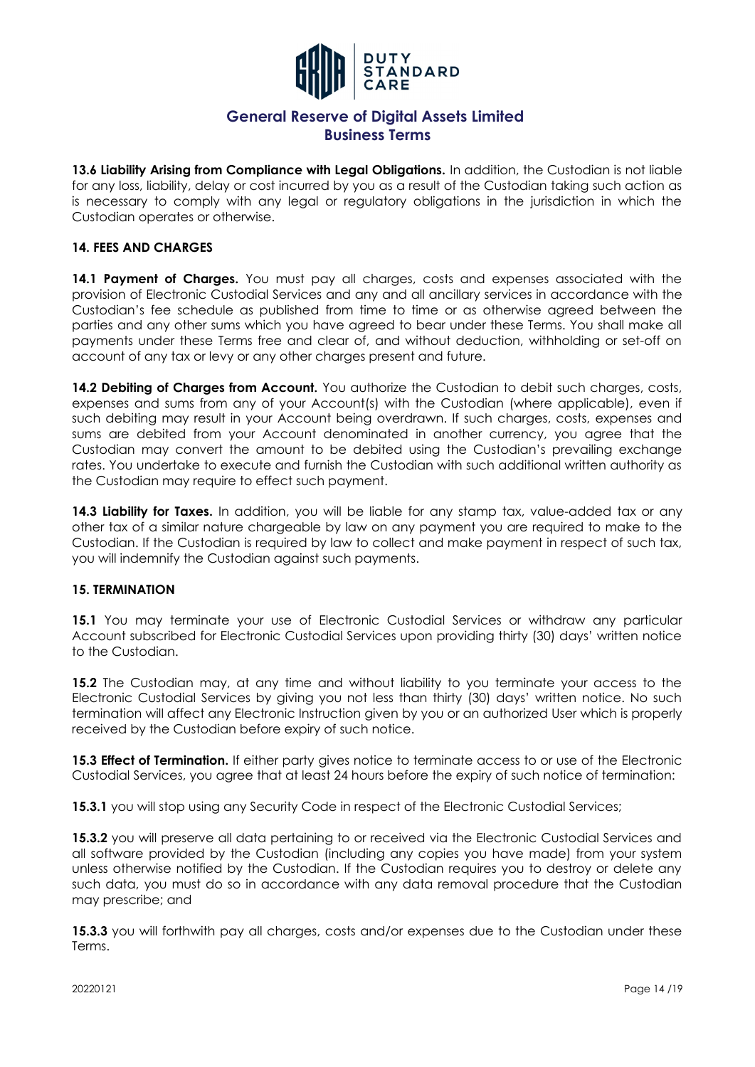**13.6 Liability Arising from Compliance with Legal Obligations.** In addition, the Custodian is not liable for any loss, liability, delay or cost incurred by you as a result of the Custodian taking such action as is necessary to comply with any legal or regulatory obligations in the jurisdiction in which the Custodian operates or otherwise.

### 14. FEES AND CHARGES

**14.1 Payment of Charges.** You must pay all charges, costs and expenses associated with the provision of Electronic Custodial Services and any and all ancillary services in accordance with the Custodian's fee schedule as published from time to time or as otherwise agreed between the parties and any other sums which you have agreed to bear under these Terms. You shall make all payments under these Terms free and clear of, and without deduction, withholding or set-off on account of any tax or levy or any other charges present and future.

**14.2 Debiting of Charges from Account.** You authorize the Custodian to debit such charges, costs, expenses and sums from any of your Account(s) with the Custodian (where applicable), even if such debiting may result in your Account being overdrawn. If such charges, costs, expenses and sums are debited from your Account denominated in another currency, you agree that the Custodian may convert the amount to be debited using the Custodian's prevailing exchange rates. You undertake to execute and furnish the Custodian with such additional written authority as the Custodian may require to effect such payment.

**14.3 Liability for Taxes.** In addition, you will be liable for any stamp tax, value-added tax or any other tax of a similar nature chargeable by law on any payment you are required to make to the Custodian. If the Custodian is required by law to collect and make payment in respect of such tax, you will indemnify the Custodian against such payments.

### 15. TERMINATION

**15.1** You may terminate your use of Electronic Custodial Services or withdraw any particular Account subscribed for Electronic Custodial Services upon providing thirty (30) days' written notice to the Custodian.

**15.2** The Custodian may, at any time and without liability to you terminate your access to the Electronic Custodial Services by giving you not less than thirty (30) days' written notice. No such termination will affect any Electronic Instruction given by you or an authorized User which is properly received by the Custodian before expiry of such notice.

**15.3 Effect of Termination.** If either party gives notice to terminate access to or use of the Electronic Custodial Services, you agree that at least 24 hours before the expiry of such notice of termination:

**15.3.1** you will stop using any Security Code in respect of the Electronic Custodial Services;

**15.3.2** you will preserve all data pertaining to or received via the Electronic Custodial Services and all software provided by the Custodian (including any copies you have made) from your system unless otherwise notified by the Custodian. If the Custodian requires you to destroy or delete any such data, you must do so in accordance with any data removal procedure that the Custodian may prescribe; and

**15.3.3** you will forthwith pay all charges, costs and/or expenses due to the Custodian under these Terms.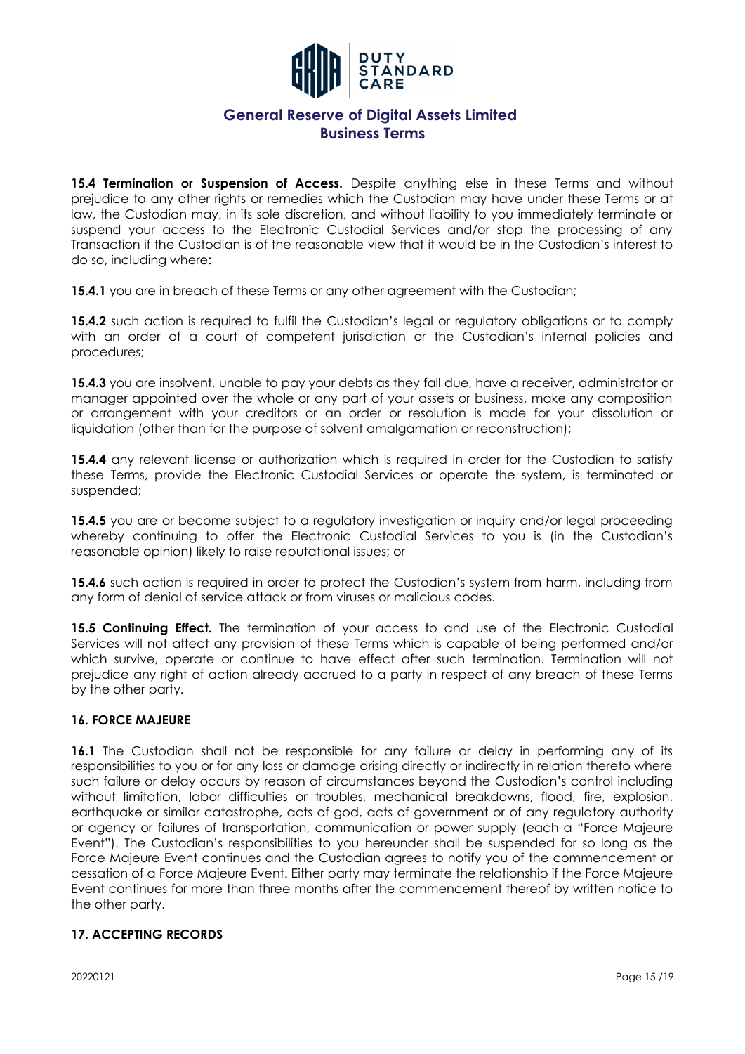**15.4 Termination or Suspension of Access.** Despite anything else in these Terms and without prejudice to any other rights or remedies which the Custodian may have under these Terms or at law, the Custodian may, in its sole discretion, and without liability to you immediately terminate or suspend your access to the Electronic Custodial Services and/or stop the processing of any Transaction if the Custodian is of the reasonable view that it would be in the Custodian's interest to do so, including where:

**15.4.1** you are in breach of these Terms or any other agreement with the Custodian;

**15.4.2** such action is required to fulfil the Custodian's legal or regulatory obligations or to comply with an order of a court of competent jurisdiction or the Custodian's internal policies and procedures;

**15.4.3** you are insolvent, unable to pay your debts as they fall due, have a receiver, administrator or manager appointed over the whole or any part of your assets or business, make any composition or arrangement with your creditors or an order or resolution is made for your dissolution or liquidation (other than for the purpose of solvent amalgamation or reconstruction);

**15.4.4** any relevant license or authorization which is required in order for the Custodian to satisfy these Terms, provide the Electronic Custodial Services or operate the system, is terminated or suspended;

**15.4.5** you are or become subject to a regulatory investigation or inquiry and/or legal proceeding whereby continuing to offer the Electronic Custodial Services to you is (in the Custodian's reasonable opinion) likely to raise reputational issues; or

**15.4.6** such action is required in order to protect the Custodian's system from harm, including from any form of denial of service attack or from viruses or malicious codes.

**15.5 Continuing Effect.** The termination of your access to and use of the Electronic Custodial Services will not affect any provision of these Terms which is capable of being performed and/or which survive, operate or continue to have effect after such termination. Termination will not prejudice any right of action already accrued to a party in respect of any breach of these Terms by the other party.

## 16. FORCE MAJEURE

**16.1** The Custodian shall not be responsible for any failure or delay in performing any of its responsibilities to you or for any loss or damage arising directly or indirectly in relation thereto where such failure or delay occurs by reason of circumstances beyond the Custodian's control including without limitation, labor difficulties or troubles, mechanical breakdowns, flood, fire, explosion, earthquake or similar catastrophe, acts of god, acts of government or of any regulatory authority or agency or failures of transportation, communication or power supply (each a "Force Majeure Event"). The Custodian's responsibilities to you hereunder shall be suspended for so long as the Force Majeure Event continues and the Custodian agrees to notify you of the commencement or cessation of a Force Majeure Event. Either party may terminate the relationship if the Force Majeure Event continues for more than three months after the commencement thereof by written notice to the other party.

## 17. ACCEPTING RECORDS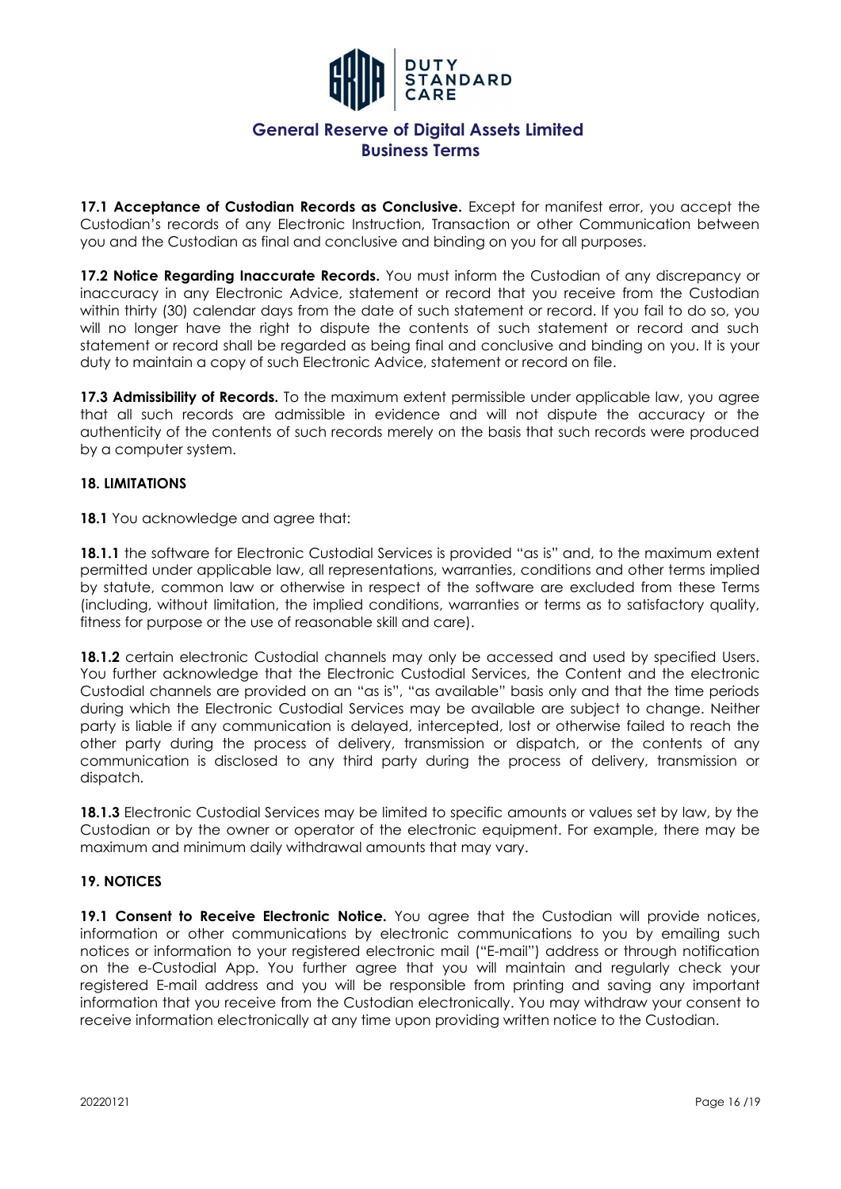**17.1 Acceptance of Custodian Records as Conclusive.** Except for manifest error, you accept the Custodian's records of any Electronic Instruction, Transaction or other Communication between you and the Custodian as final and conclusive and binding on you for all purposes.

**17.2 Notice Regarding Inaccurate Records.** You must inform the Custodian of any discrepancy or inaccuracy in any Electronic Advice, statement or record that you receive from the Custodian within thirty (30) calendar days from the date of such statement or record. If you fail to do so, you will no longer have the right to dispute the contents of such statement or record and such statement or record shall be regarded as being final and conclusive and binding on you. It is your duty to maintain a copy of such Electronic Advice, statement or record on file.

**17.3 Admissibility of Records.** To the maximum extent permissible under applicable law, you agree that all such records are admissible in evidence and will not dispute the accuracy or the authenticity of the contents of such records merely on the basis that such records were produced by a computer system.

## 18. LIMITATIONS

**18.1** You acknowledge and agree that:

**18.1.1** the software for Electronic Custodial Services is provided "as is" and, to the maximum extent permitted under applicable law, all representations, warranties, conditions and other terms implied by statute, common law or otherwise in respect of the software are excluded from these Terms (including, without limitation, the implied conditions, warranties or terms as to satisfactory quality, fitness for purpose or the use of reasonable skill and care).

**18.1.2** certain electronic Custodial channels may only be accessed and used by specified Users. You further acknowledge that the Electronic Custodial Services, the Content and the electronic Custodial channels are provided on an "as is", "as available" basis only and that the time periods during which the Electronic Custodial Services may be available are subject to change. Neither party is liable if any communication is delayed, intercepted, lost or otherwise failed to reach the other party during the process of delivery, transmission or dispatch, or the contents of any communication is disclosed to any third party during the process of delivery, transmission or dispatch.

**18.1.3** Electronic Custodial Services may be limited to specific amounts or values set by law, by the Custodian or by the owner or operator of the electronic equipment. For example, there may be maximum and minimum daily withdrawal amounts that may vary.

## 19. NOTICES

**19.1 Consent to Receive Electronic Notice.** You agree that the Custodian will provide notices, information or other communications by electronic communications to you by emailing such notices or information to your registered electronic mail ("E-mail") address or through notification on the e-Custodial App. You further agree that you will maintain and regularly check your registered E-mail address and you will be responsible from printing and saving any important information that you receive from the Custodian electronically. You may withdraw your consent to receive information electronically at any time upon providing written notice to the Custodian.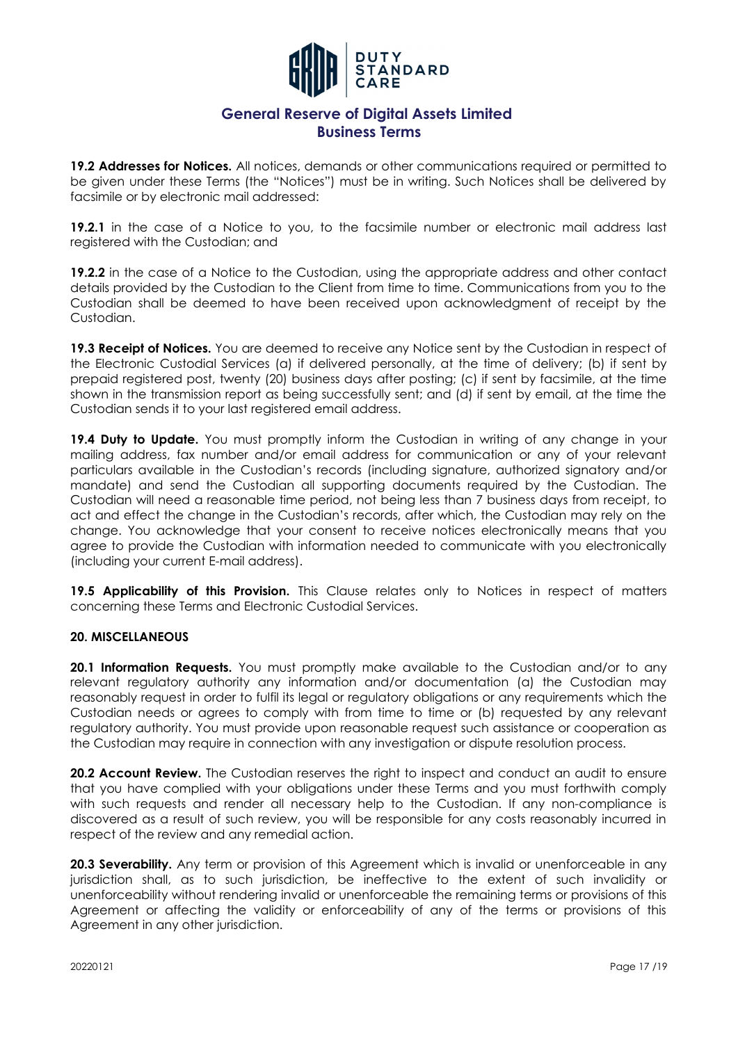**19.2 Addresses for Notices.** All notices, demands or other communications required or permitted to be given under these Terms (the "Notices") must be in writing. Such Notices shall be delivered by facsimile or by electronic mail addressed:

**19.2.1** in the case of a Notice to you, to the facsimile number or electronic mail address last registered with the Custodian; and

**19.2.2** in the case of a Notice to the Custodian, using the appropriate address and other contact details provided by the Custodian to the Client from time to time. Communications from you to the Custodian shall be deemed to have been received upon acknowledgment of receipt by the Custodian.

**19.3 Receipt of Notices.** You are deemed to receive any Notice sent by the Custodian in respect of the Electronic Custodial Services (a) if delivered personally, at the time of delivery; (b) if sent by prepaid registered post, twenty (20) business days after posting; (c) if sent by facsimile, at the time shown in the transmission report as being successfully sent; and (d) if sent by email, at the time the Custodian sends it to your last registered email address.

**19.4 Duty to Update.** You must promptly inform the Custodian in writing of any change in your mailing address, fax number and/or email address for communication or any of your relevant particulars available in the Custodian's records (including signature, authorized signatory and/or mandate) and send the Custodian all supporting documents required by the Custodian. The Custodian will need a reasonable time period, not being less than 7 business days from receipt, to act and effect the change in the Custodian's records, after which, the Custodian may rely on the change. You acknowledge that your consent to receive notices electronically means that you agree to provide the Custodian with information needed to communicate with you electronically (including your current E-mail address).

**19.5 Applicability of this Provision.** This Clause relates only to Notices in respect of matters concerning these Terms and Electronic Custodial Services.

## 20. MISCELLANEOUS

**20.1 Information Requests.** You must promptly make available to the Custodian and/or to any relevant regulatory authority any information and/or documentation (a) the Custodian may reasonably request in order to fulfil its legal or regulatory obligations or any requirements which the Custodian needs or agrees to comply with from time to time or (b) requested by any relevant regulatory authority. You must provide upon reasonable request such assistance or cooperation as the Custodian may require in connection with any investigation or dispute resolution process.

**20.2 Account Review.** The Custodian reserves the right to inspect and conduct an audit to ensure that you have complied with your obligations under these Terms and you must forthwith comply with such requests and render all necessary help to the Custodian. If any non-compliance is discovered as a result of such review, you will be responsible for any costs reasonably incurred in respect of the review and any remedial action.

**20.3 Severability.** Any term or provision of this Agreement which is invalid or unenforceable in any jurisdiction shall, as to such jurisdiction, be ineffective to the extent of such invalidity or unenforceability without rendering invalid or unenforceable the remaining terms or provisions of this Agreement or affecting the validity or enforceability of any of the terms or provisions of this Agreement in any other jurisdiction.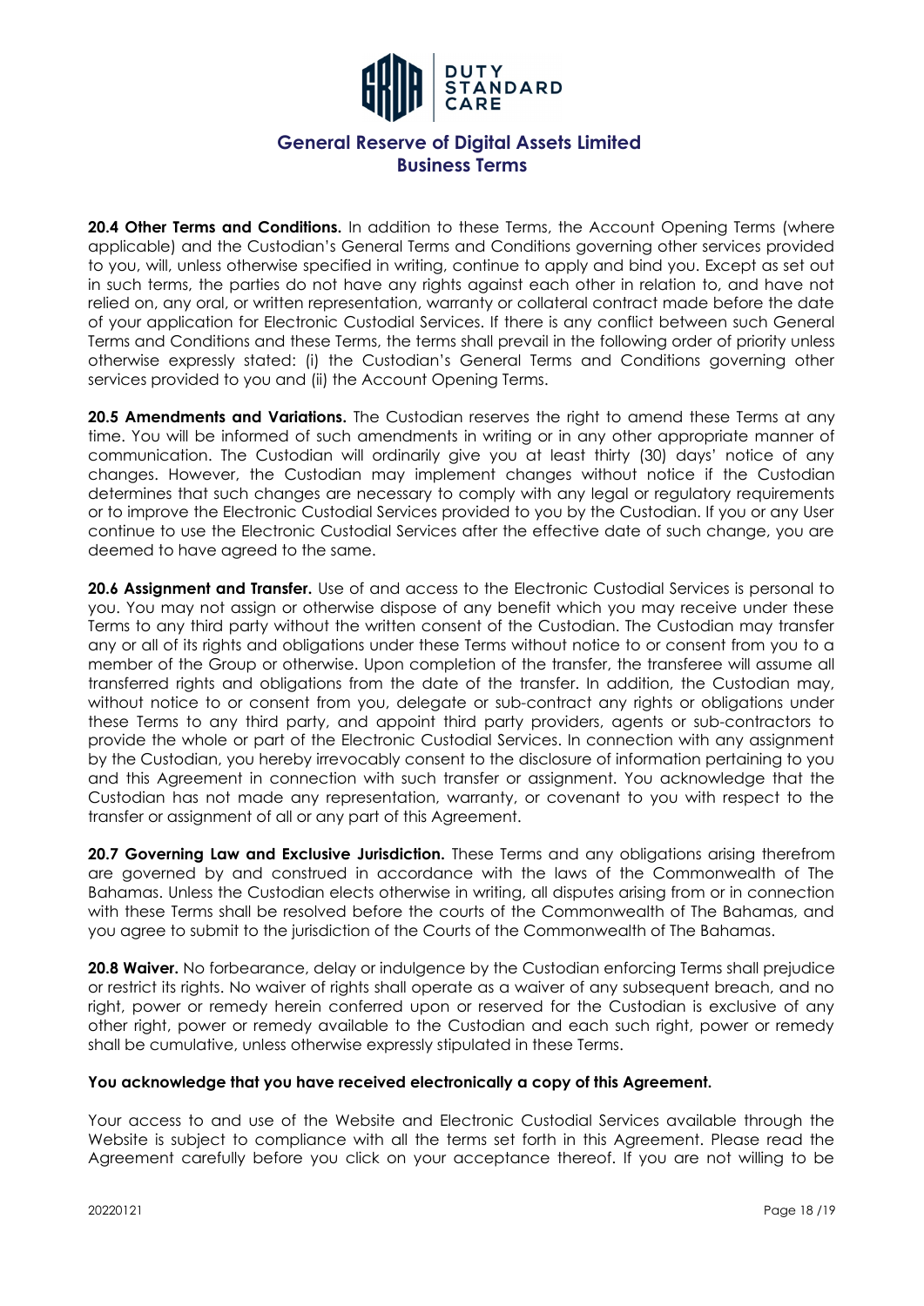**20.4 Other Terms and Conditions.** In addition to these Terms, the Account Opening Terms (where applicable) and the Custodian's General Terms and Conditions governing other services provided to you, will, unless otherwise specified in writing, continue to apply and bind you. Except as set out in such terms, the parties do not have any rights against each other in relation to, and have not relied on, any oral, or written representation, warranty or collateral contract made before the date of your application for Electronic Custodial Services. If there is any conflict between such General Terms and Conditions and these Terms, the terms shall prevail in the following order of priority unless otherwise expressly stated: (i) the Custodian's General Terms and Conditions governing other services provided to you and (ii) the Account Opening Terms.

**20.5 Amendments and Variations.** The Custodian reserves the right to amend these Terms at any time. You will be informed of such amendments in writing or in any other appropriate manner of communication. The Custodian will ordinarily give you at least thirty (30) days' notice of any changes. However, the Custodian may implement changes without notice if the Custodian determines that such changes are necessary to comply with any legal or regulatory requirements or to improve the Electronic Custodial Services provided to you by the Custodian. If you or any User continue to use the Electronic Custodial Services after the effective date of such change, you are deemed to have agreed to the same.

**20.6 Assignment and Transfer.** Use of and access to the Electronic Custodial Services is personal to you. You may not assign or otherwise dispose of any benefit which you may receive under these Terms to any third party without the written consent of the Custodian. The Custodian may transfer any or all of its rights and obligations under these Terms without notice to or consent from you to a member of the Group or otherwise. Upon completion of the transfer, the transferee will assume all transferred rights and obligations from the date of the transfer. In addition, the Custodian may, without notice to or consent from you, delegate or sub-contract any rights or obligations under these Terms to any third party, and appoint third party providers, agents or sub-contractors to provide the whole or part of the Electronic Custodial Services. In connection with any assignment by the Custodian, you hereby irrevocably consent to the disclosure of information pertaining to you and this Agreement in connection with such transfer or assignment. You acknowledge that the Custodian has not made any representation, warranty, or covenant to you with respect to the transfer or assignment of all or any part of this Agreement.

**20.7 Governing Law and Exclusive Jurisdiction.** These Terms and any obligations arising therefrom are governed by and construed in accordance with the laws of the Commonwealth of The Bahamas. Unless the Custodian elects otherwise in writing, all disputes arising from or in connection with these Terms shall be resolved before the courts of the Commonwealth of The Bahamas, and you agree to submit to the jurisdiction of the Courts of the Commonwealth of The Bahamas.

**20.8 Waiver.** No forbearance, delay or indulgence by the Custodian enforcing Terms shall prejudice or restrict its rights. No waiver of rights shall operate as a waiver of any subsequent breach, and no right, power or remedy herein conferred upon or reserved for the Custodian is exclusive of any other right, power or remedy available to the Custodian and each such right, power or remedy shall be cumulative, unless otherwise expressly stipulated in these Terms.

**You acknowledge that you have received electronically a copy of this Agreement.**

Your access to and use of the Website and Electronic Custodial Services available through the Website is subject to compliance with all the terms set forth in this Agreement. Please read the Agreement carefully before you click on your acceptance thereof. If you are not willing to be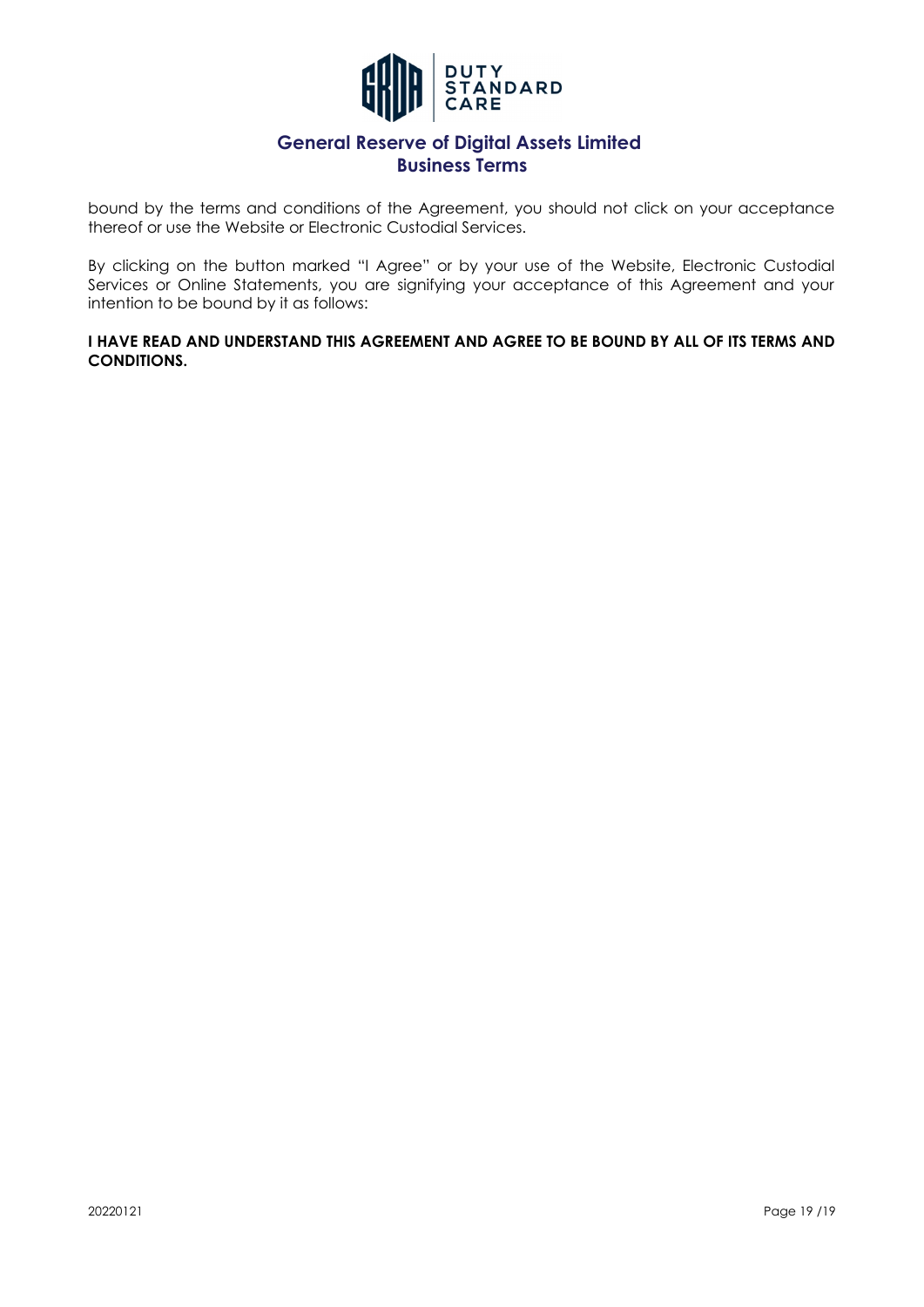bound by the terms and conditions of the Agreement, you should not click on your acceptance thereof or use the Website or Electronic Custodial Services.

By clicking on the button marked "I Agree" or by your use of the Website, Electronic Custodial Services or Online Statements, you are signifying your acceptance of this Agreement and your intention to be bound by it as follows:

**I HAVE READ AND UNDERSTAND THIS AGREEMENT AND AGREE TO BE BOUND BY ALL OF ITS TERMS AND CONDITIONS.**